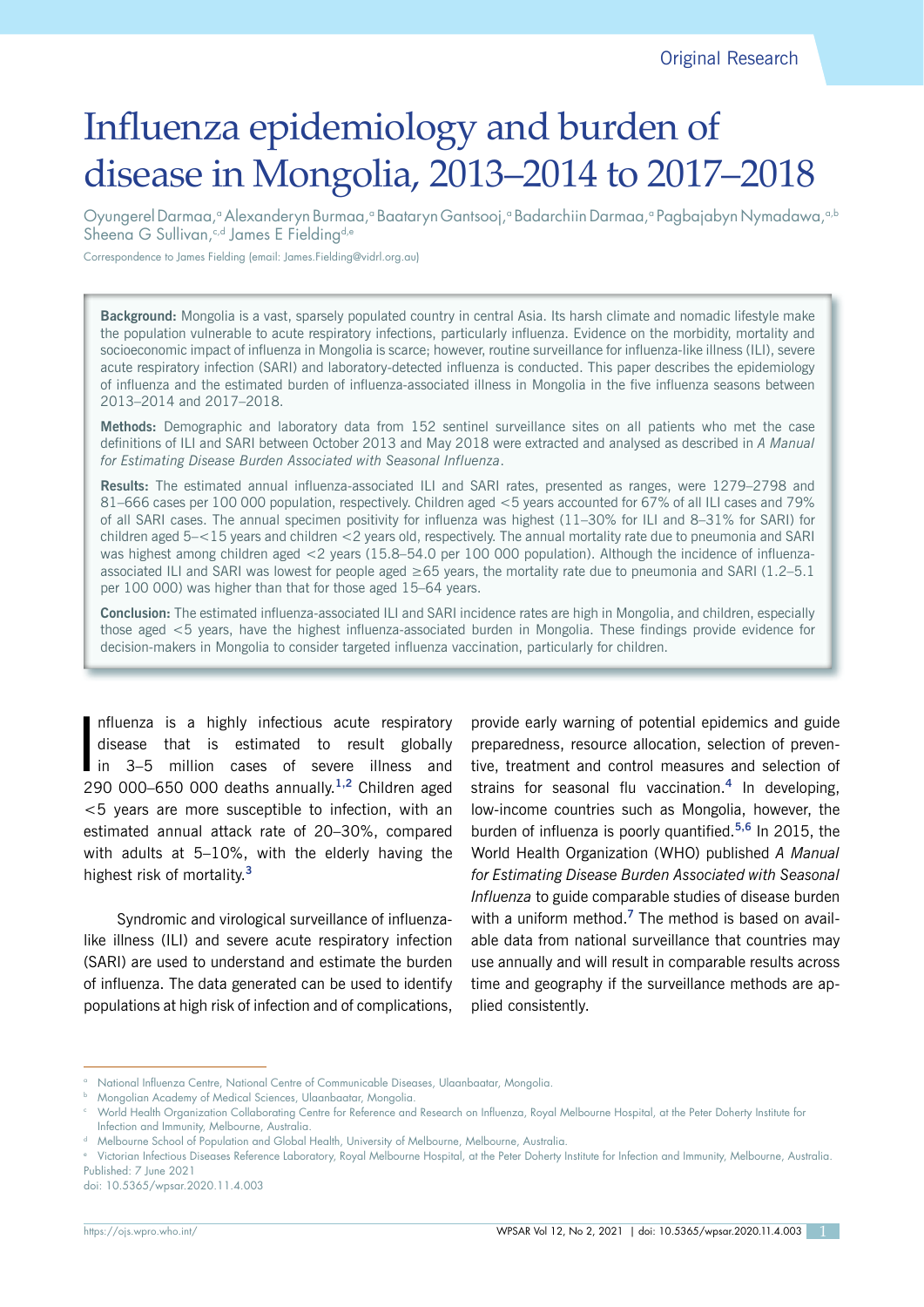Original Research

# Influenza epidemiology and burden of disease in Mongolia, 2013–2014 to 2017–2018

Oyungerel Darmaa,[a] Alexanderyn Burmaa,[a] Baataryn Gantsooj,[a] Badarchiin Darmaa,[a] Pagbajabyn Nymadawa,[a,b] Sheena G Sullivan,[c,d] James E Fielding[d,e]

Correspondence to James Fielding (email: James.Fielding@vidrl.org.au)

**Background:** Mongolia is a vast, sparsely populated country in central Asia. Its harsh climate and nomadic lifestyle make the population vulnerable to acute respiratory infections, particularly influenza. Evidence on the morbidity, mortality and socioeconomic impact of influenza in Mongolia is scarce; however, routine surveillance for influenza-like illness (ILI), severe acute respiratory infection (SARI) and laboratory-detected influenza is conducted. This paper describes the epidemiology of influenza and the estimated burden of influenza-associated illness in Mongolia in the five influenza seasons between 2013–2014 and 2017–2018.

**Methods:** Demographic and laboratory data from 152 sentinel surveillance sites on all patients who met the case definitions of ILI and SARI between October 2013 and May 2018 were extracted and analysed as described in *A Manual for Estimating Disease Burden Associated with Seasonal Influenza*.

**Results:** The estimated annual influenza-associated ILI and SARI rates, presented as ranges, were 1279–2798 and 81–666 cases per 100 000 population, respectively. Children aged <5 years accounted for 67% of all ILI cases and 79% of all SARI cases. The annual specimen positivity for influenza was highest (11–30% for ILI and 8–31% for SARI) for children aged 5–<15 years and children <2 years old, respectively. The annual mortality rate due to pneumonia and SARI was highest among children aged <2 years (15.8–54.0 per 100 000 population). Although the incidence of influenza-associated ILI and SARI was lowest for people aged ≥65 years, the mortality rate due to pneumonia and SARI (1.2–5.1 per 100 000) was higher than that for those aged 15–64 years.

**Conclusion:** The estimated influenza-associated ILI and SARI incidence rates are high in Mongolia, and children, especially those aged <5 years, have the highest influenza-associated burden in Mongolia. These findings provide evidence for decision-makers in Mongolia to consider targeted influenza vaccination, particularly for children.

Influenza is a highly infectious acute respiratory disease that is estimated to result globally in 3–5 million cases of severe illness and 290 000–650 000 deaths annually.[1,2] Children aged <5 years are more susceptible to infection, with an estimated annual attack rate of 20–30%, compared with adults at 5–10%, with the elderly having the highest risk of mortality.[3]

Syndromic and virological surveillance of influenza-like illness (ILI) and severe acute respiratory infection (SARI) are used to understand and estimate the burden of influenza. The data generated can be used to identify populations at high risk of infection and of complications, provide early warning of potential epidemics and guide preparedness, resource allocation, selection of preventive, treatment and control measures and selection of strains for seasonal flu vaccination.[4] In developing, low-income countries such as Mongolia, however, the burden of influenza is poorly quantified.[5,6] In 2015, the World Health Organization (WHO) published *A Manual for Estimating Disease Burden Associated with Seasonal Influenza* to guide comparable studies of disease burden with a uniform method.[7] The method is based on available data from national surveillance that countries may use annually and will result in comparable results across time and geography if the surveillance methods are applied consistently.

[a] National Influenza Centre, National Centre of Communicable Diseases, Ulaanbaatar, Mongolia.

[b] Mongolian Academy of Medical Sciences, Ulaanbaatar, Mongolia.

[c] World Health Organization Collaborating Centre for Reference and Research on Influenza, Royal Melbourne Hospital, at the Peter Doherty Institute for Infection and Immunity, Melbourne, Australia.

[d] Melbourne School of Population and Global Health, University of Melbourne, Melbourne, Australia.

[e] Victorian Infectious Diseases Reference Laboratory, Royal Melbourne Hospital, at the Peter Doherty Institute for Infection and Immunity, Melbourne, Australia.

Published: 7 June 2021

doi: 10.5365/wpsar.2020.11.4.003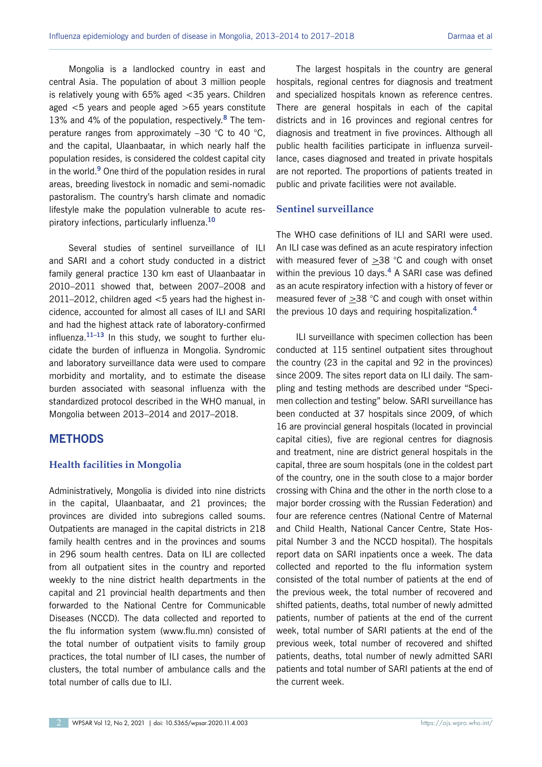Mongolia is a landlocked country in east and central Asia. The population of about 3 million people is relatively young with 65% aged <35 years. Children aged <5 years and people aged >65 years constitute 13% and 4% of the population, respectively.[8] The temperature ranges from approximately –30 °C to 40 °C, and the capital, Ulaanbaatar, in which nearly half the population resides, is considered the coldest capital city in the world.[9] One third of the population resides in rural areas, breeding livestock in nomadic and semi-nomadic pastoralism. The country's harsh climate and nomadic lifestyle make the population vulnerable to acute respiratory infections, particularly influenza.[10]

Several studies of sentinel surveillance of ILI and SARI and a cohort study conducted in a district family general practice 130 km east of Ulaanbaatar in 2010–2011 showed that, between 2007–2008 and 2011–2012, children aged <5 years had the highest incidence, accounted for almost all cases of ILI and SARI and had the highest attack rate of laboratory-confirmed influenza.[11–13] In this study, we sought to further elucidate the burden of influenza in Mongolia. Syndromic and laboratory surveillance data were used to compare morbidity and mortality, and to estimate the disease burden associated with seasonal influenza with the standardized protocol described in the WHO manual, in Mongolia between 2013–2014 and 2017–2018.

## METHODS

### Health facilities in Mongolia

Administratively, Mongolia is divided into nine districts in the capital, Ulaanbaatar, and 21 provinces; the provinces are divided into subregions called soums. Outpatients are managed in the capital districts in 218 family health centres and in the provinces and soums in 296 soum health centres. Data on ILI are collected from all outpatient sites in the country and reported weekly to the nine district health departments in the capital and 21 provincial health departments and then forwarded to the National Centre for Communicable Diseases (NCCD). The data collected and reported to the flu information system (www.flu.mn) consisted of the total number of outpatient visits to family group practices, the total number of ILI cases, the number of clusters, the total number of ambulance calls and the total number of calls due to ILI.

The largest hospitals in the country are general hospitals, regional centres for diagnosis and treatment and specialized hospitals known as reference centres. There are general hospitals in each of the capital districts and in 16 provinces and regional centres for diagnosis and treatment in five provinces. Although all public health facilities participate in influenza surveillance, cases diagnosed and treated in private hospitals are not reported. The proportions of patients treated in public and private facilities were not available.

### Sentinel surveillance

The WHO case definitions of ILI and SARI were used. An ILI case was defined as an acute respiratory infection with measured fever of ≥38 °C and cough with onset within the previous 10 days.[4] A SARI case was defined as an acute respiratory infection with a history of fever or measured fever of ≥38 °C and cough with onset within the previous 10 days and requiring hospitalization.[4]

ILI surveillance with specimen collection has been conducted at 115 sentinel outpatient sites throughout the country (23 in the capital and 92 in the provinces) since 2009. The sites report data on ILI daily. The sampling and testing methods are described under "Specimen collection and testing" below. SARI surveillance has been conducted at 37 hospitals since 2009, of which 16 are provincial general hospitals (located in provincial capital cities), five are regional centres for diagnosis and treatment, nine are district general hospitals in the capital, three are soum hospitals (one in the coldest part of the country, one in the south close to a major border crossing with China and the other in the north close to a major border crossing with the Russian Federation) and four are reference centres (National Centre of Maternal and Child Health, National Cancer Centre, State Hospital Number 3 and the NCCD hospital). The hospitals report data on SARI inpatients once a week. The data collected and reported to the flu information system consisted of the total number of patients at the end of the previous week, the total number of recovered and shifted patients, deaths, total number of newly admitted patients, number of patients at the end of the current week, total number of SARI patients at the end of the previous week, total number of recovered and shifted patients, deaths, total number of newly admitted SARI patients and total number of SARI patients at the end of the current week.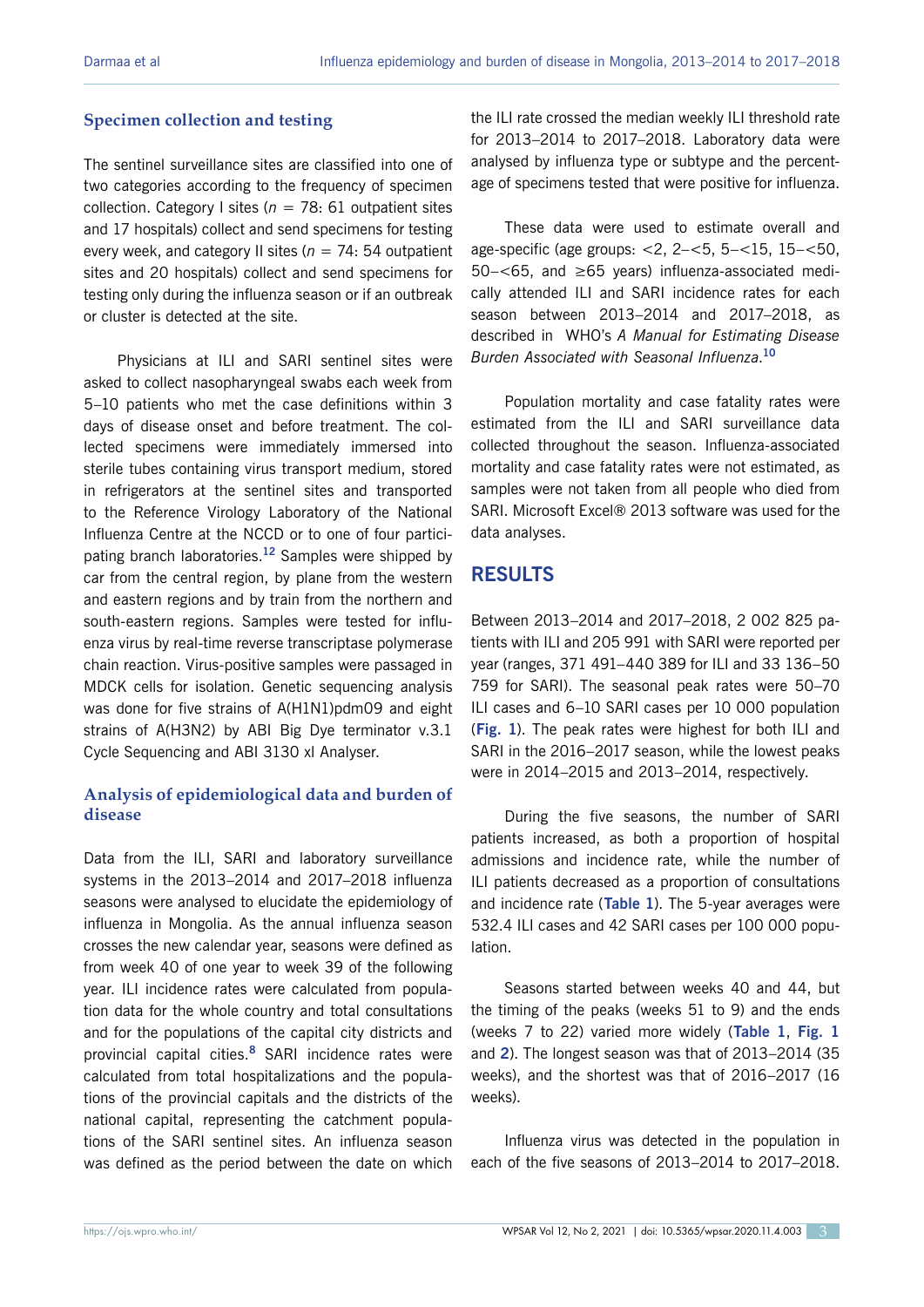### Specimen collection and testing

The sentinel surveillance sites are classified into one of two categories according to the frequency of specimen collection. Category I sites ($n = 78$: 61 outpatient sites and 17 hospitals) collect and send specimens for testing every week, and category II sites ($n = 74$: 54 outpatient sites and 20 hospitals) collect and send specimens for testing only during the influenza season or if an outbreak or cluster is detected at the site.

Physicians at ILI and SARI sentinel sites were asked to collect nasopharyngeal swabs each week from 5–10 patients who met the case definitions within 3 days of disease onset and before treatment. The collected specimens were immediately immersed into sterile tubes containing virus transport medium, stored in refrigerators at the sentinel sites and transported to the Reference Virology Laboratory of the National Influenza Centre at the NCCD or to one of four participating branch laboratories.[12] Samples were shipped by car from the central region, by plane from the western and eastern regions and by train from the northern and south-eastern regions. Samples were tested for influenza virus by real-time reverse transcriptase polymerase chain reaction. Virus-positive samples were passaged in MDCK cells for isolation. Genetic sequencing analysis was done for five strains of A(H1N1)pdm09 and eight strains of A(H3N2) by ABI Big Dye terminator v.3.1 Cycle Sequencing and ABI 3130 xl Analyser.

### Analysis of epidemiological data and burden of disease

Data from the ILI, SARI and laboratory surveillance systems in the 2013–2014 and 2017–2018 influenza seasons were analysed to elucidate the epidemiology of influenza in Mongolia. As the annual influenza season crosses the new calendar year, seasons were defined as from week 40 of one year to week 39 of the following year. ILI incidence rates were calculated from population data for the whole country and total consultations and for the populations of the capital city districts and provincial capital cities.[8] SARI incidence rates were calculated from total hospitalizations and the populations of the provincial capitals and the districts of the national capital, representing the catchment populations of the SARI sentinel sites. An influenza season was defined as the period between the date on which the ILI rate crossed the median weekly ILI threshold rate for 2013–2014 to 2017–2018. Laboratory data were analysed by influenza type or subtype and the percentage of specimens tested that were positive for influenza.

These data were used to estimate overall and age-specific (age groups: <2, 2–<5, 5–<15, 15–<50, 50–<65, and ≥65 years) influenza-associated medically attended ILI and SARI incidence rates for each season between 2013–2014 and 2017–2018, as described in WHO's *A Manual for Estimating Disease Burden Associated with Seasonal Influenza*.[10]

Population mortality and case fatality rates were estimated from the ILI and SARI surveillance data collected throughout the season. Influenza-associated mortality and case fatality rates were not estimated, as samples were not taken from all people who died from SARI. Microsoft Excel® 2013 software was used for the data analyses.

## RESULTS

Between 2013–2014 and 2017–2018, 2 002 825 patients with ILI and 205 991 with SARI were reported per year (ranges, 371 491–440 389 for ILI and 33 136–50 759 for SARI). The seasonal peak rates were 50–70 ILI cases and 6–10 SARI cases per 10 000 population (**Fig. 1**). The peak rates were highest for both ILI and SARI in the 2016–2017 season, while the lowest peaks were in 2014–2015 and 2013–2014, respectively.

During the five seasons, the number of SARI patients increased, as both a proportion of hospital admissions and incidence rate, while the number of ILI patients decreased as a proportion of consultations and incidence rate (**Table 1**). The 5-year averages were 532.4 ILI cases and 42 SARI cases per 100 000 population.

Seasons started between weeks 40 and 44, but the timing of the peaks (weeks 51 to 9) and the ends (weeks 7 to 22) varied more widely (**Table 1**, **Fig. 1** and **2**). The longest season was that of 2013–2014 (35 weeks), and the shortest was that of 2016–2017 (16 weeks).

Influenza virus was detected in the population in each of the five seasons of 2013–2014 to 2017–2018.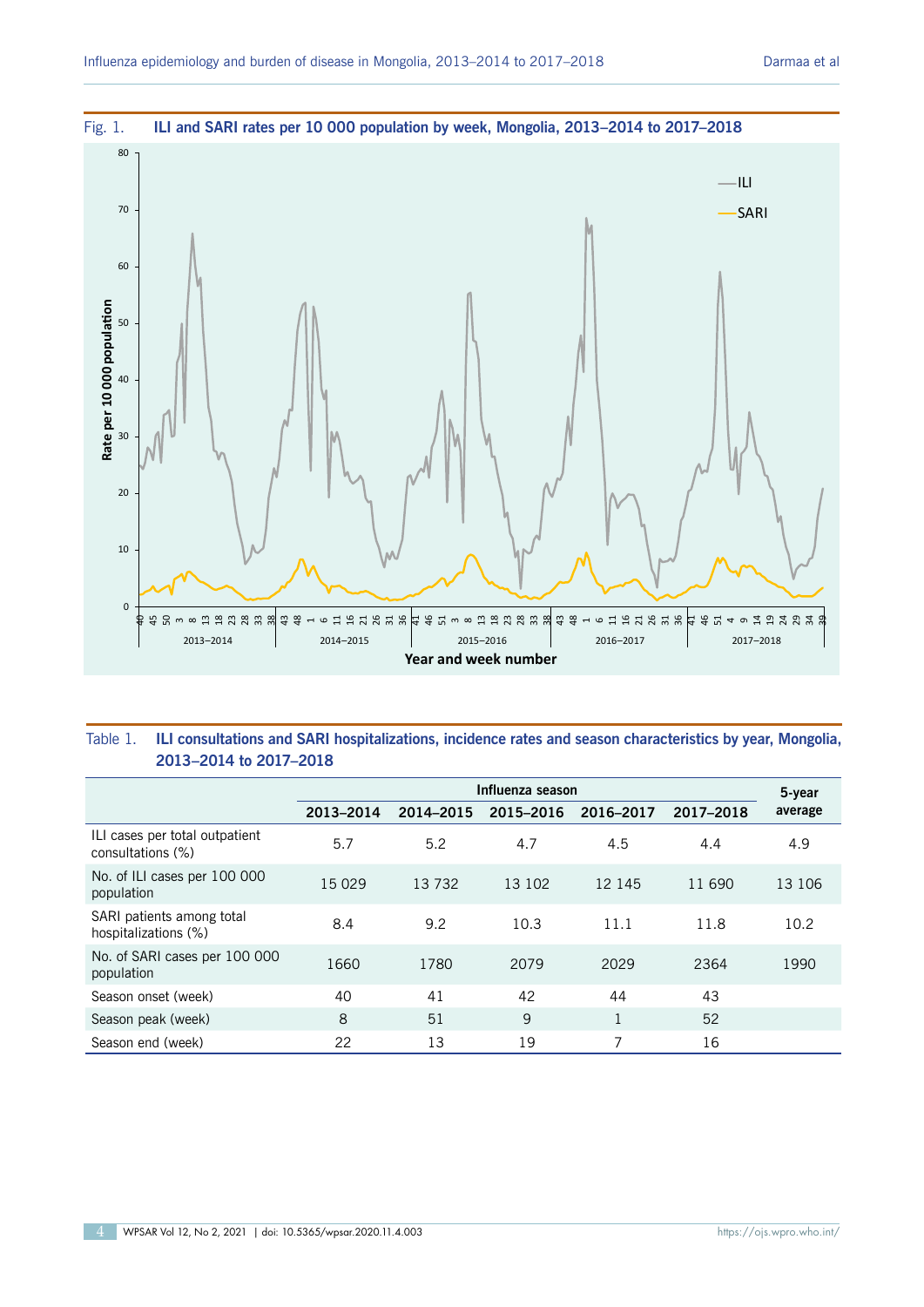Fig. 1. **ILI and SARI rates per 10 000 population by week, Mongolia, 2013–2014 to 2017–2018**

Table 1. **ILI consultations and SARI hospitalizations, incidence rates and season characteristics by year, Mongolia, 2013–2014 to 2017–2018**

| | Influenza season | | | | | 5-year average |
|---|---|---|---|---|---|---|
| | 2013–2014 | 2014–2015 | 2015–2016 | 2016–2017 | 2017–2018 | |
| ILI cases per total outpatient consultations (%) | 5.7 | 5.2 | 4.7 | 4.5 | 4.4 | 4.9 |
| No. of ILI cases per 100 000 population | 15 029 | 13 732 | 13 102 | 12 145 | 11 690 | 13 106 |
| SARI patients among total hospitalizations (%) | 8.4 | 9.2 | 10.3 | 11.1 | 11.8 | 10.2 |
| No. of SARI cases per 100 000 population | 1660 | 1780 | 2079 | 2029 | 2364 | 1990 |
| Season onset (week) | 40 | 41 | 42 | 44 | 43 | |
| Season peak (week) | 8 | 51 | 9 | 1 | 52 | |
| Season end (week) | 22 | 13 | 19 | 7 | 16 | |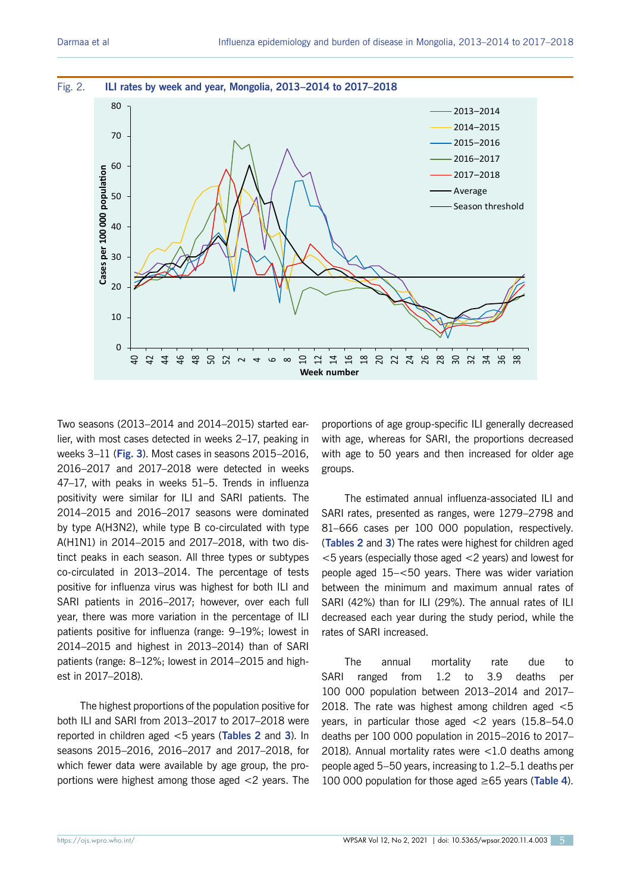Fig. 2. **ILI rates by week and year, Mongolia, 2013–2014 to 2017–2018**

Two seasons (2013–2014 and 2014–2015) started earlier, with most cases detected in weeks 2–17, peaking in weeks 3–11 (**Fig. 3**). Most cases in seasons 2015–2016, 2016–2017 and 2017–2018 were detected in weeks 47–17, with peaks in weeks 51–5. Trends in influenza positivity were similar for ILI and SARI patients. The 2014–2015 and 2016–2017 seasons were dominated by type A(H3N2), while type B co-circulated with type A(H1N1) in 2014–2015 and 2017–2018, with two distinct peaks in each season. All three types or subtypes co-circulated in 2013–2014. The percentage of tests positive for influenza virus was highest for both ILI and SARI patients in 2016–2017; however, over each full year, there was more variation in the percentage of ILI patients positive for influenza (range: 9–19%; lowest in 2014–2015 and highest in 2013–2014) than of SARI patients (range: 8–12%; lowest in 2014–2015 and highest in 2017–2018).

The highest proportions of the population positive for both ILI and SARI from 2013–2017 to 2017–2018 were reported in children aged <5 years (**Tables 2** and **3**). In seasons 2015–2016, 2016–2017 and 2017–2018, for which fewer data were available by age group, the proportions were highest among those aged <2 years. The proportions of age group-specific ILI generally decreased with age, whereas for SARI, the proportions decreased with age to 50 years and then increased for older age groups.

The estimated annual influenza-associated ILI and SARI rates, presented as ranges, were 1279–2798 and 81–666 cases per 100 000 population, respectively. (**Tables 2** and **3**) The rates were highest for children aged <5 years (especially those aged <2 years) and lowest for people aged 15–<50 years. There was wider variation between the minimum and maximum annual rates of SARI (42%) than for ILI (29%). The annual rates of ILI decreased each year during the study period, while the rates of SARI increased.

The annual mortality rate due to SARI ranged from 1.2 to 3.9 deaths per 100 000 population between 2013–2014 and 2017–2018. The rate was highest among children aged <5 years, in particular those aged <2 years (15.8–54.0 deaths per 100 000 population in 2015–2016 to 2017–2018). Annual mortality rates were <1.0 deaths among people aged 5–50 years, increasing to 1.2–5.1 deaths per 100 000 population for those aged ≥65 years (**Table 4**).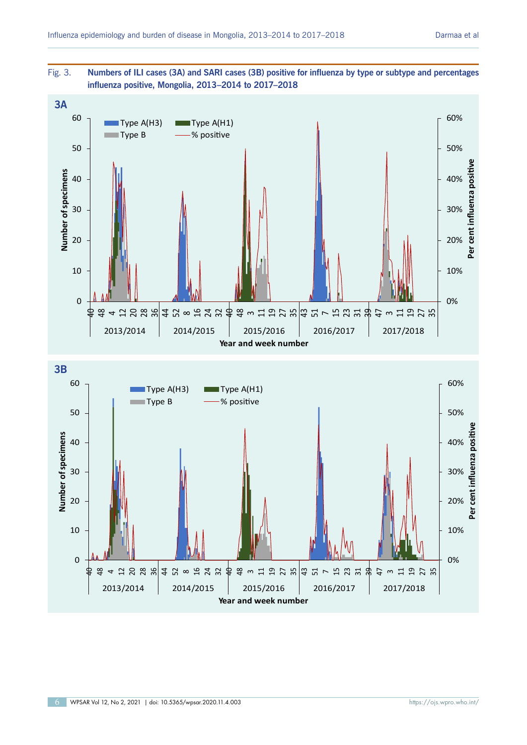Fig. 3. **Numbers of ILI cases (3A) and SARI cases (3B) positive for influenza by type or subtype and percentages influenza positive, Mongolia, 2013–2014 to 2017–2018**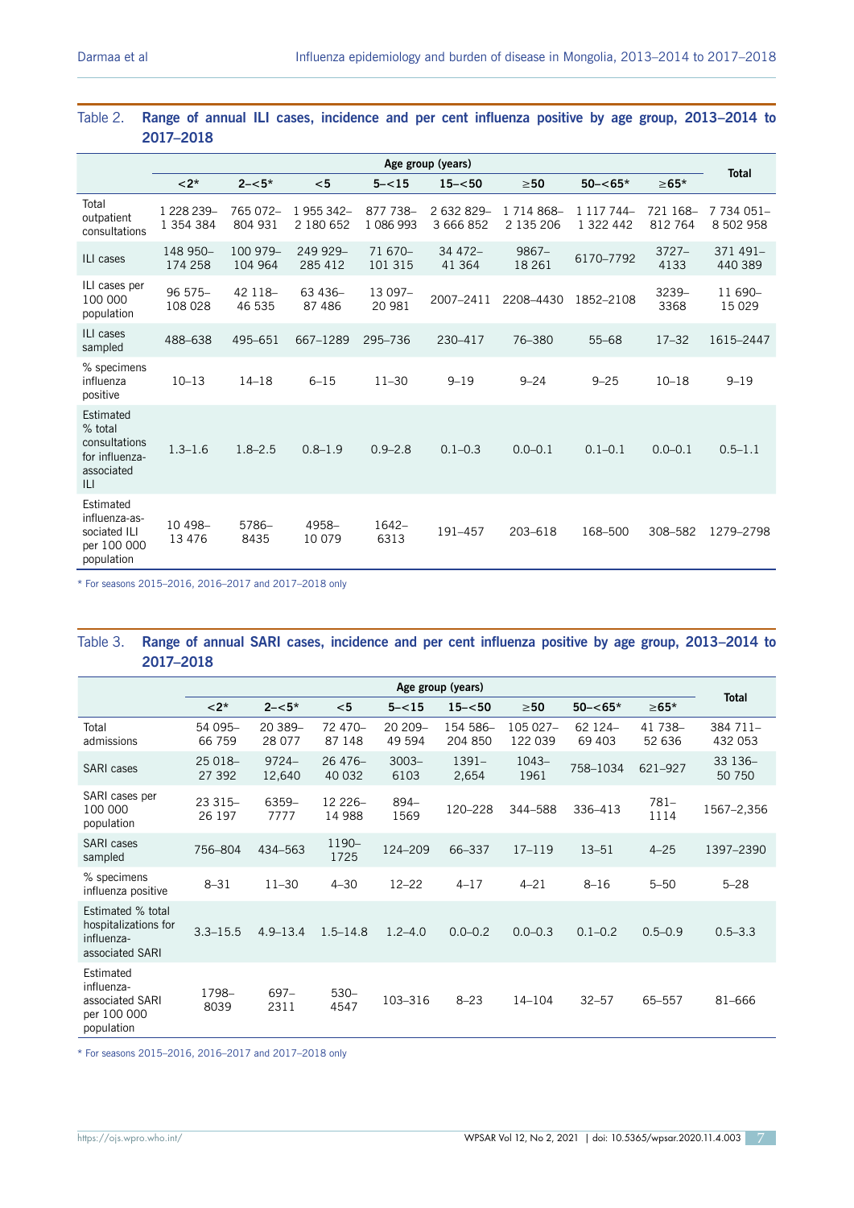Table 2. **Range of annual ILI cases, incidence and per cent influenza positive by age group, 2013–2014 to 2017–2018**

| | Age group (years) | | | | | | | | Total |
|---|---|---|---|---|---|---|---|---|---|
| | <2* | 2–<5* | <5 | 5–<15 | 15–<50 | ≥50 | 50–<65* | ≥65* | |
| Total outpatient consultations | 1 228 239–1 354 384 | 765 072–804 931 | 1 955 342–2 180 652 | 877 738–1 086 993 | 2 632 829–3 666 852 | 1 714 868–2 135 206 | 1 117 744–1 322 442 | 721 168–812 764 | 7 734 051–8 502 958 |
| ILI cases | 148 950–174 258 | 100 979–104 964 | 249 929–285 412 | 71 670–101 315 | 34 472–41 364 | 9867–18 261 | 6170–7792 | 3727–4133 | 371 491–440 389 |
| ILI cases per 100 000 population | 96 575–108 028 | 42 118–46 535 | 63 436–87 486 | 13 097–20 981 | 2007–2411 | 2208–4430 | 1852–2108 | 3239–3368 | 11 690–15 029 |
| ILI cases sampled | 488–638 | 495–651 | 667–1289 | 295–736 | 230–417 | 76–380 | 55–68 | 17–32 | 1615–2447 |
| % specimens influenza positive | 10–13 | 14–18 | 6–15 | 11–30 | 9–19 | 9–24 | 9–25 | 10–18 | 9–19 |
| Estimated % total consultations for influenza-associated ILI | 1.3–1.6 | 1.8–2.5 | 0.8–1.9 | 0.9–2.8 | 0.1–0.3 | 0.0–0.1 | 0.1–0.1 | 0.0–0.1 | 0.5–1.1 |
| Estimated influenza-associated ILI per 100 000 population | 10 498–13 476 | 5786–8435 | 4958–10 079 | 1642–6313 | 191–457 | 203–618 | 168–500 | 308–582 | 1279–2798 |

\* For seasons 2015–2016, 2016–2017 and 2017–2018 only

Table 3. **Range of annual SARI cases, incidence and per cent influenza positive by age group, 2013–2014 to 2017–2018**

| | Age group (years) | | | | | | | | Total |
|---|---|---|---|---|---|---|---|---|---|
| | <2* | 2–<5* | <5 | 5–<15 | 15–<50 | ≥50 | 50–<65* | ≥65* | |
| Total admissions | 54 095–66 759 | 20 389–28 077 | 72 470–87 148 | 20 209–49 594 | 154 586–204 850 | 105 027–122 039 | 62 124–69 403 | 41 738–52 636 | 384 711–432 053 |
| SARI cases | 25 018–27 392 | 9724–12,640 | 26 476–40 032 | 3003–6103 | 1391–2,654 | 1043–1961 | 758–1034 | 621–927 | 33 136–50 750 |
| SARI cases per 100 000 population | 23 315–26 197 | 6359–7777 | 12 226–14 988 | 894–1569 | 120–228 | 344–588 | 336–413 | 781–1114 | 1567–2,356 |
| SARI cases sampled | 756–804 | 434–563 | 1190–1725 | 124–209 | 66–337 | 17–119 | 13–51 | 4–25 | 1397–2390 |
| % specimens influenza positive | 8–31 | 11–30 | 4–30 | 12–22 | 4–17 | 4–21 | 8–16 | 5–50 | 5–28 |
| Estimated % total hospitalizations for influenza-associated SARI | 3.3–15.5 | 4.9–13.4 | 1.5–14.8 | 1.2–4.0 | 0.0–0.2 | 0.0–0.3 | 0.1–0.2 | 0.5–0.9 | 0.5–3.3 |
| Estimated influenza-associated SARI per 100 000 population | 1798–8039 | 697–2311 | 530–4547 | 103–316 | 8–23 | 14–104 | 32–57 | 65–557 | 81–666 |

\* For seasons 2015–2016, 2016–2017 and 2017–2018 only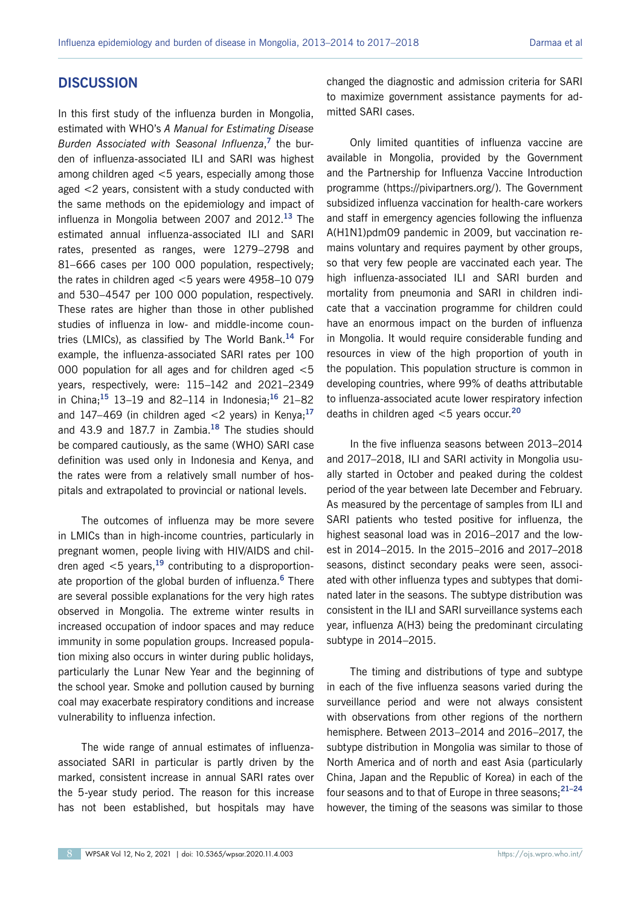## DISCUSSION

In this first study of the influenza burden in Mongolia, estimated with WHO's *A Manual for Estimating Disease Burden Associated with Seasonal Influenza*,[7] the burden of influenza-associated ILI and SARI was highest among children aged <5 years, especially among those aged <2 years, consistent with a study conducted with the same methods on the epidemiology and impact of influenza in Mongolia between 2007 and 2012.[13] The estimated annual influenza-associated ILI and SARI rates, presented as ranges, were 1279–2798 and 81–666 cases per 100 000 population, respectively; the rates in children aged <5 years were 4958–10 079 and 530–4547 per 100 000 population, respectively. These rates are higher than those in other published studies of influenza in low- and middle-income countries (LMICs), as classified by The World Bank.[14] For example, the influenza-associated SARI rates per 100 000 population for all ages and for children aged <5 years, respectively, were: 115–142 and 2021–2349 in China;[15] 13–19 and 82–114 in Indonesia;[16] 21–82 and 147–469 (in children aged <2 years) in Kenya;[17] and 43.9 and 187.7 in Zambia.[18] The studies should be compared cautiously, as the same (WHO) SARI case definition was used only in Indonesia and Kenya, and the rates were from a relatively small number of hospitals and extrapolated to provincial or national levels.

The outcomes of influenza may be more severe in LMICs than in high-income countries, particularly in pregnant women, people living with HIV/AIDS and children aged <5 years,[19] contributing to a disproportionate proportion of the global burden of influenza.[6] There are several possible explanations for the very high rates observed in Mongolia. The extreme winter results in increased occupation of indoor spaces and may reduce immunity in some population groups. Increased population mixing also occurs in winter during public holidays, particularly the Lunar New Year and the beginning of the school year. Smoke and pollution caused by burning coal may exacerbate respiratory conditions and increase vulnerability to influenza infection.

The wide range of annual estimates of influenza-associated SARI in particular is partly driven by the marked, consistent increase in annual SARI rates over the 5-year study period. The reason for this increase has not been established, but hospitals may have changed the diagnostic and admission criteria for SARI to maximize government assistance payments for admitted SARI cases.

Only limited quantities of influenza vaccine are available in Mongolia, provided by the Government and the Partnership for Influenza Vaccine Introduction programme (https://pivipartners.org/). The Government subsidized influenza vaccination for health-care workers and staff in emergency agencies following the influenza A(H1N1)pdm09 pandemic in 2009, but vaccination remains voluntary and requires payment by other groups, so that very few people are vaccinated each year. The high influenza-associated ILI and SARI burden and mortality from pneumonia and SARI in children indicate that a vaccination programme for children could have an enormous impact on the burden of influenza in Mongolia. It would require considerable funding and resources in view of the high proportion of youth in the population. This population structure is common in developing countries, where 99% of deaths attributable to influenza-associated acute lower respiratory infection deaths in children aged <5 years occur.[20]

In the five influenza seasons between 2013–2014 and 2017–2018, ILI and SARI activity in Mongolia usually started in October and peaked during the coldest period of the year between late December and February. As measured by the percentage of samples from ILI and SARI patients who tested positive for influenza, the highest seasonal load was in 2016–2017 and the lowest in 2014–2015. In the 2015–2016 and 2017–2018 seasons, distinct secondary peaks were seen, associated with other influenza types and subtypes that dominated later in the seasons. The subtype distribution was consistent in the ILI and SARI surveillance systems each year, influenza A(H3) being the predominant circulating subtype in 2014–2015.

The timing and distributions of type and subtype in each of the five influenza seasons varied during the surveillance period and were not always consistent with observations from other regions of the northern hemisphere. Between 2013–2014 and 2016–2017, the subtype distribution in Mongolia was similar to those of North America and of north and east Asia (particularly China, Japan and the Republic of Korea) in each of the four seasons and to that of Europe in three seasons;[21–24] however, the timing of the seasons was similar to those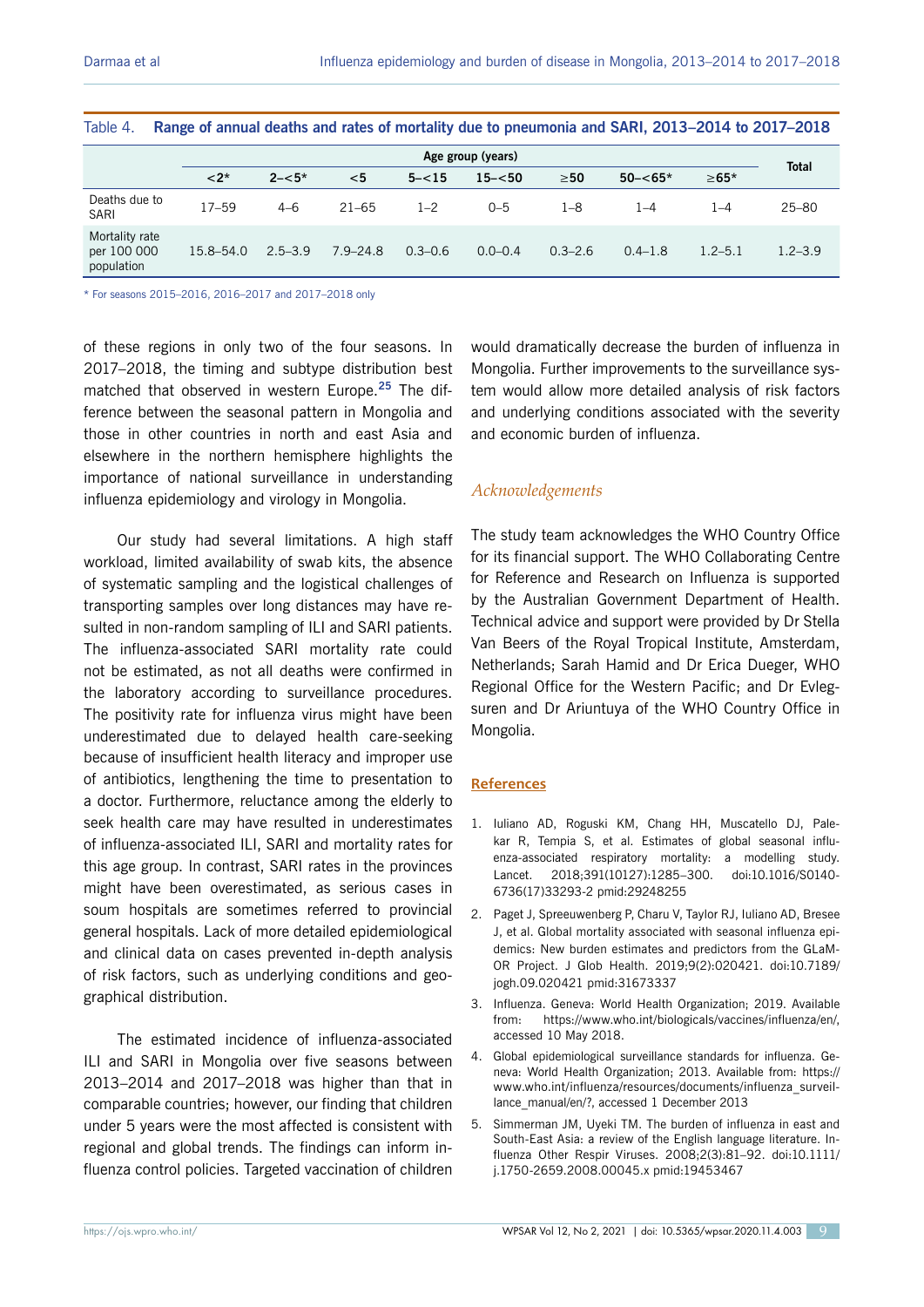Table 4. **Range of annual deaths and rates of mortality due to pneumonia and SARI, 2013–2014 to 2017–2018**

| | Age group (years) | | | | | | | | Total |
|---|---|---|---|---|---|---|---|---|---|
| | <2* | 2–<5* | <5 | 5–<15 | 15–<50 | ≥50 | 50–<65* | ≥65* | |
| Deaths due to SARI | 17–59 | 4–6 | 21–65 | 1–2 | 0–5 | 1–8 | 1–4 | 1–4 | 25–80 |
| Mortality rate per 100 000 population | 15.8–54.0 | 2.5–3.9 | 7.9–24.8 | 0.3–0.6 | 0.0–0.4 | 0.3–2.6 | 0.4–1.8 | 1.2–5.1 | 1.2–3.9 |

\* For seasons 2015–2016, 2016–2017 and 2017–2018 only

of these regions in only two of the four seasons. In 2017–2018, the timing and subtype distribution best matched that observed in western Europe.[25] The difference between the seasonal pattern in Mongolia and those in other countries in north and east Asia and elsewhere in the northern hemisphere highlights the importance of national surveillance in understanding influenza epidemiology and virology in Mongolia.

Our study had several limitations. A high staff workload, limited availability of swab kits, the absence of systematic sampling and the logistical challenges of transporting samples over long distances may have resulted in non-random sampling of ILI and SARI patients. The influenza-associated SARI mortality rate could not be estimated, as not all deaths were confirmed in the laboratory according to surveillance procedures. The positivity rate for influenza virus might have been underestimated due to delayed health care-seeking because of insufficient health literacy and improper use of antibiotics, lengthening the time to presentation to a doctor. Furthermore, reluctance among the elderly to seek health care may have resulted in underestimates of influenza-associated ILI, SARI and mortality rates for this age group. In contrast, SARI rates in the provinces might have been overestimated, as serious cases in soum hospitals are sometimes referred to provincial general hospitals. Lack of more detailed epidemiological and clinical data on cases prevented in-depth analysis of risk factors, such as underlying conditions and geographical distribution.

The estimated incidence of influenza-associated ILI and SARI in Mongolia over five seasons between 2013–2014 and 2017–2018 was higher than that in comparable countries; however, our finding that children under 5 years were the most affected is consistent with regional and global trends. The findings can inform influenza control policies. Targeted vaccination of children would dramatically decrease the burden of influenza in Mongolia. Further improvements to the surveillance system would allow more detailed analysis of risk factors and underlying conditions associated with the severity and economic burden of influenza.

## *Acknowledgements*

The study team acknowledges the WHO Country Office for its financial support. The WHO Collaborating Centre for Reference and Research on Influenza is supported by the Australian Government Department of Health. Technical advice and support were provided by Dr Stella Van Beers of the Royal Tropical Institute, Amsterdam, Netherlands; Sarah Hamid and Dr Erica Dueger, WHO Regional Office for the Western Pacific; and Dr Evlegsuren and Dr Ariuntuya of the WHO Country Office in Mongolia.

## References

1. Iuliano AD, Roguski KM, Chang HH, Muscatello DJ, Palekar R, Tempia S, et al. Estimates of global seasonal influenza-associated respiratory mortality: a modelling study. Lancet. 2018;391(10127):1285–300. doi:10.1016/S0140-6736(17)33293-2 pmid:29248255
2. Paget J, Spreeuwenberg P, Charu V, Taylor RJ, Iuliano AD, Bresee J, et al. Global mortality associated with seasonal influenza epidemics: New burden estimates and predictors from the GLaMOR Project. J Glob Health. 2019;9(2):020421. doi:10.7189/jogh.09.020421 pmid:31673337
3. Influenza. Geneva: World Health Organization; 2019. Available from: https://www.who.int/biologicals/vaccines/influenza/en/, accessed 10 May 2018.
4. Global epidemiological surveillance standards for influenza. Geneva: World Health Organization; 2013. Available from: https://www.who.int/influenza/resources/documents/influenza_surveillance_manual/en/?, accessed 1 December 2013
5. Simmerman JM, Uyeki TM. The burden of influenza in east and South-East Asia: a review of the English language literature. Influenza Other Respir Viruses. 2008;2(3):81–92. doi:10.1111/j.1750-2659.2008.00045.x pmid:19453467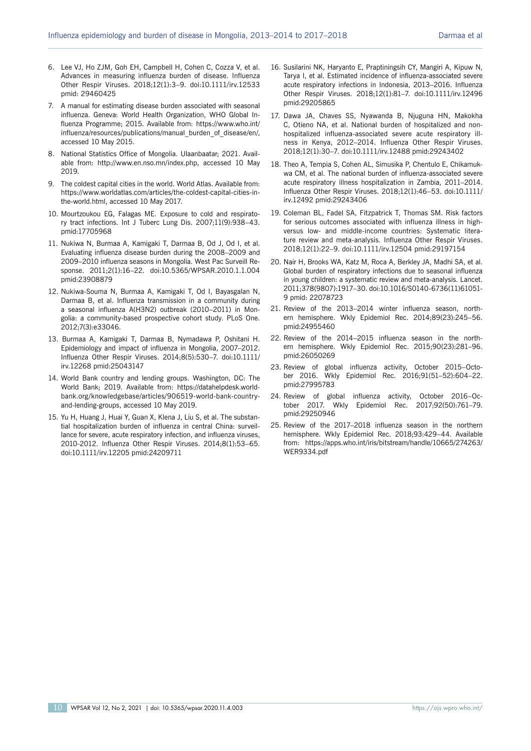6. Lee VJ, Ho ZJM, Goh EH, Campbell H, Cohen C, Cozza V, et al. Advances in measuring influenza burden of disease. Influenza Other Respir Viruses. 2018;12(1):3–9. doi:10.1111/irv.12533 pmid: 29460425

7. A manual for estimating disease burden associated with seasonal influenza. Geneva: World Health Organization, WHO Global Influenza Programme; 2015. Available from: https://www.who.int/influenza/resources/publications/manual_burden_of_disease/en/, accessed 10 May 2015.

8. National Statistics Office of Mongolia. Ulaanbaatar; 2021. Available from: http://www.en.nso.mn/index.php, accessed 10 May 2019.

9. The coldest capital cities in the world. World Atlas. Available from: https://www.worldatlas.com/articles/the-coldest-capital-cities-in-the-world.html, accessed 10 May 2017.

10. Mourtzoukou EG, Falagas ME. Exposure to cold and respiratory tract infections. Int J Tuberc Lung Dis. 2007;11(9):938–43. pmid:17705968

11. Nukiwa N, Burmaa A, Kamigaki T, Darmaa B, Od J, Od I, et al. Evaluating influenza disease burden during the 2008–2009 and 2009–2010 influenza seasons in Mongolia. West Pac Surveill Response. 2011;2(1):16–22. doi:10.5365/WPSAR.2010.1.1.004 pmid:23908879

12. Nukiwa-Souma N, Burmaa A, Kamigaki T, Od I, Bayasgalan N, Darmaa B, et al. Influenza transmission in a community during a seasonal influenza A(H3N2) outbreak (2010–2011) in Mongolia: a community-based prospective cohort study. PLoS One. 2012;7(3):e33046.

13. Burmaa A, Kamigaki T, Darmaa B, Nymadawa P, Oshitani H. Epidemiology and impact of influenza in Mongolia, 2007–2012. Influenza Other Respir Viruses. 2014;8(5):530–7. doi:10.1111/irv.12268 pmid:25043147

14. World Bank country and lending groups. Washington, DC: The World Bank; 2019. Available from: https://datahelpdesk.worldbank.org/knowledgebase/articles/906519-world-bank-country-and-lending-groups, accessed 10 May 2019.

15. Yu H, Huang J, Huai Y, Guan X, Klena J, Liu S, et al. The substantial hospitalization burden of influenza in central China: surveillance for severe, acute respiratory infection, and influenza viruses, 2010-2012. Influenza Other Respir Viruses. 2014;8(1):53–65. doi:10.1111/irv.12205 pmid:24209711

16. Susilarini NK, Haryanto E, Praptiningsih CY, Mangiri A, Kipuw N, Tarya I, et al. Estimated incidence of influenza-associated severe acute respiratory infections in Indonesia, 2013–2016. Influenza Other Respir Viruses. 2018;12(1):81–7. doi:10.1111/irv.12496 pmid:29205865

17. Dawa JA, Chaves SS, Nyawanda B, Njuguna HN, Makokha C, Otieno NA, et al. National burden of hospitalized and non-hospitalized influenza-associated severe acute respiratory illness in Kenya, 2012–2014. Influenza Other Respir Viruses. 2018;12(1):30–7. doi:10.1111/irv.12488 pmid:29243402

18. Theo A, Tempia S, Cohen AL, Simusika P, Chentulo E, Chikamukwa CM, et al. The national burden of influenza-associated severe acute respiratory illness hospitalization in Zambia, 2011–2014. Influenza Other Respir Viruses. 2018;12(1):46–53. doi:10.1111/irv.12492 pmid:29243406

19. Coleman BL, Fadel SA, Fitzpatrick T, Thomas SM. Risk factors for serious outcomes associated with influenza illness in high-versus low- and middle-income countries: Systematic literature review and meta-analysis. Influenza Other Respir Viruses. 2018;12(1):22–9. doi:10.1111/irv.12504 pmid:29197154

20. Nair H, Brooks WA, Katz M, Roca A, Berkley JA, Madhi SA, et al. Global burden of respiratory infections due to seasonal influenza in young children: a systematic review and meta-analysis. Lancet. 2011;378(9807):1917–30. doi:10.1016/S0140-6736(11)61051-9 pmid: 22078723

21. Review of the 2013–2014 winter influenza season, northern hemisphere. Wkly Epidemiol Rec. 2014;89(23):245–56. pmid:24955460

22. Review of the 2014–2015 influenza season in the northern hemisphere. Wkly Epidemiol Rec. 2015;90(23):281–96. pmid:26050269

23. Review of global influenza activity, October 2015–October 2016. Wkly Epidemiol Rec. 2016;91(51–52):604–22. pmid:27995783

24. Review of global influenza activity, October 2016–October 2017. Wkly Epidemiol Rec. 2017;92(50):761–79. pmid:29250946

25. Review of the 2017–2018 influenza season in the northern hemisphere. Wkly Epidemiol Rec. 2018;93:429–44. Available from: https://apps.who.int/iris/bitstream/handle/10665/274263/WER9334.pdf